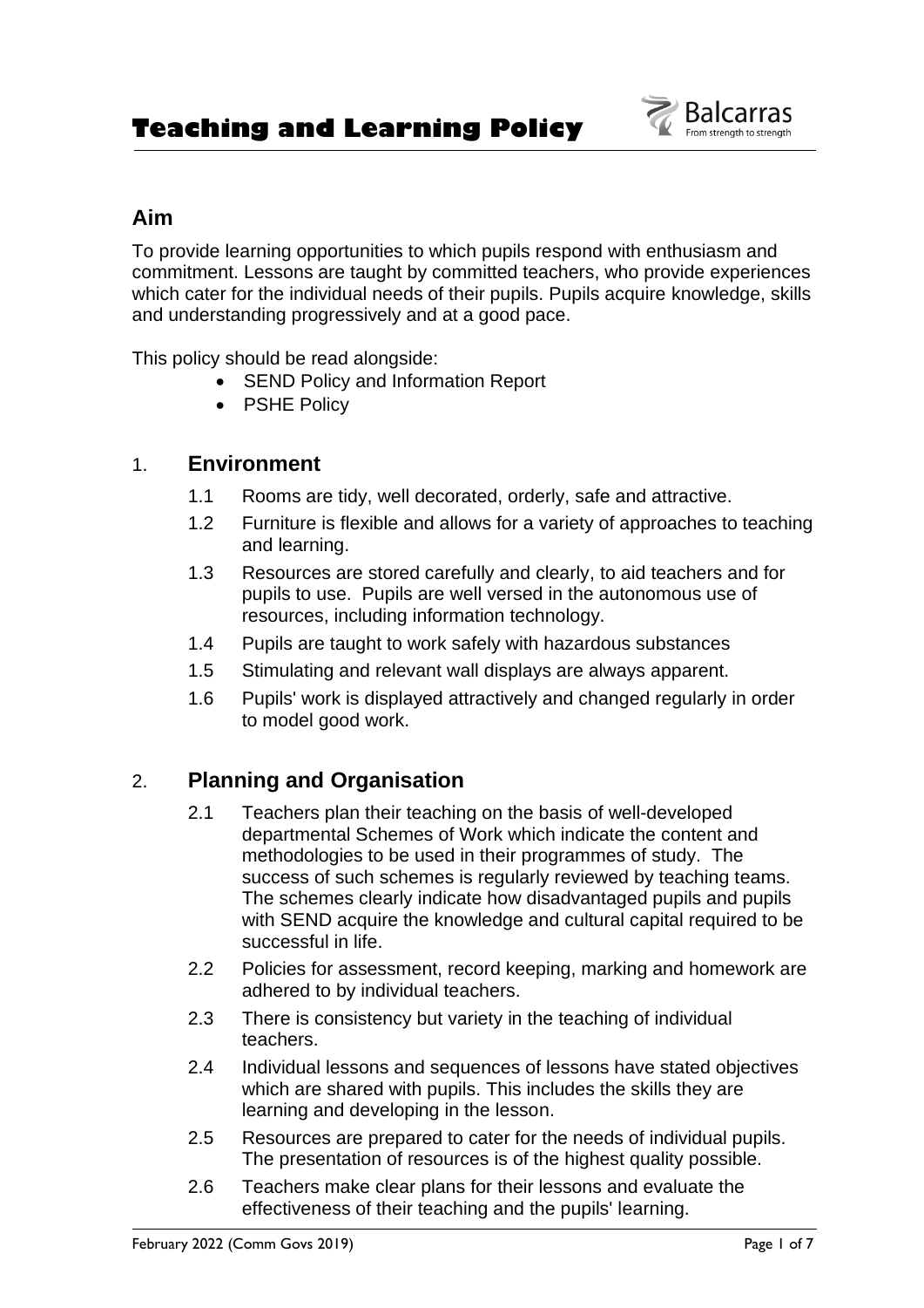# Teaching and Learning Policy

## Aim

To provide learning opportunities to which pupils respond with enthusiasm and commitment. Lessons are taught by committed teachers, who provide experiences which cater for the individual needs of their pupils. Pupils acquire knowledge, skills and understanding progressively and at a good pace.

This policy should be read alongside:

- SEND Policy and Information Report
- PSHE Policy

## 1. Environment

1.1 Rooms are tidy, well decorated, orderly, safe and attractive.

1.2 Furniture is flexible and allows for a variety of approaches to teaching and learning.

1.3 Resources are stored carefully and clearly, to aid teachers and for pupils to use. Pupils are well versed in the autonomous use of resources, including information technology.

1.4 Pupils are taught to work safely with hazardous substances

1.5 Stimulating and relevant wall displays are always apparent.

1.6 Pupils' work is displayed attractively and changed regularly in order to model good work.

## 2. Planning and Organisation

2.1 Teachers plan their teaching on the basis of well-developed departmental Schemes of Work which indicate the content and methodologies to be used in their programmes of study. The success of such schemes is regularly reviewed by teaching teams. The schemes clearly indicate how disadvantaged pupils and pupils with SEND acquire the knowledge and cultural capital required to be successful in life.

2.2 Policies for assessment, record keeping, marking and homework are adhered to by individual teachers.

2.3 There is consistency but variety in the teaching of individual teachers.

2.4 Individual lessons and sequences of lessons have stated objectives which are shared with pupils. This includes the skills they are learning and developing in the lesson.

2.5 Resources are prepared to cater for the needs of individual pupils. The presentation of resources is of the highest quality possible.

2.6 Teachers make clear plans for their lessons and evaluate the effectiveness of their teaching and the pupils' learning.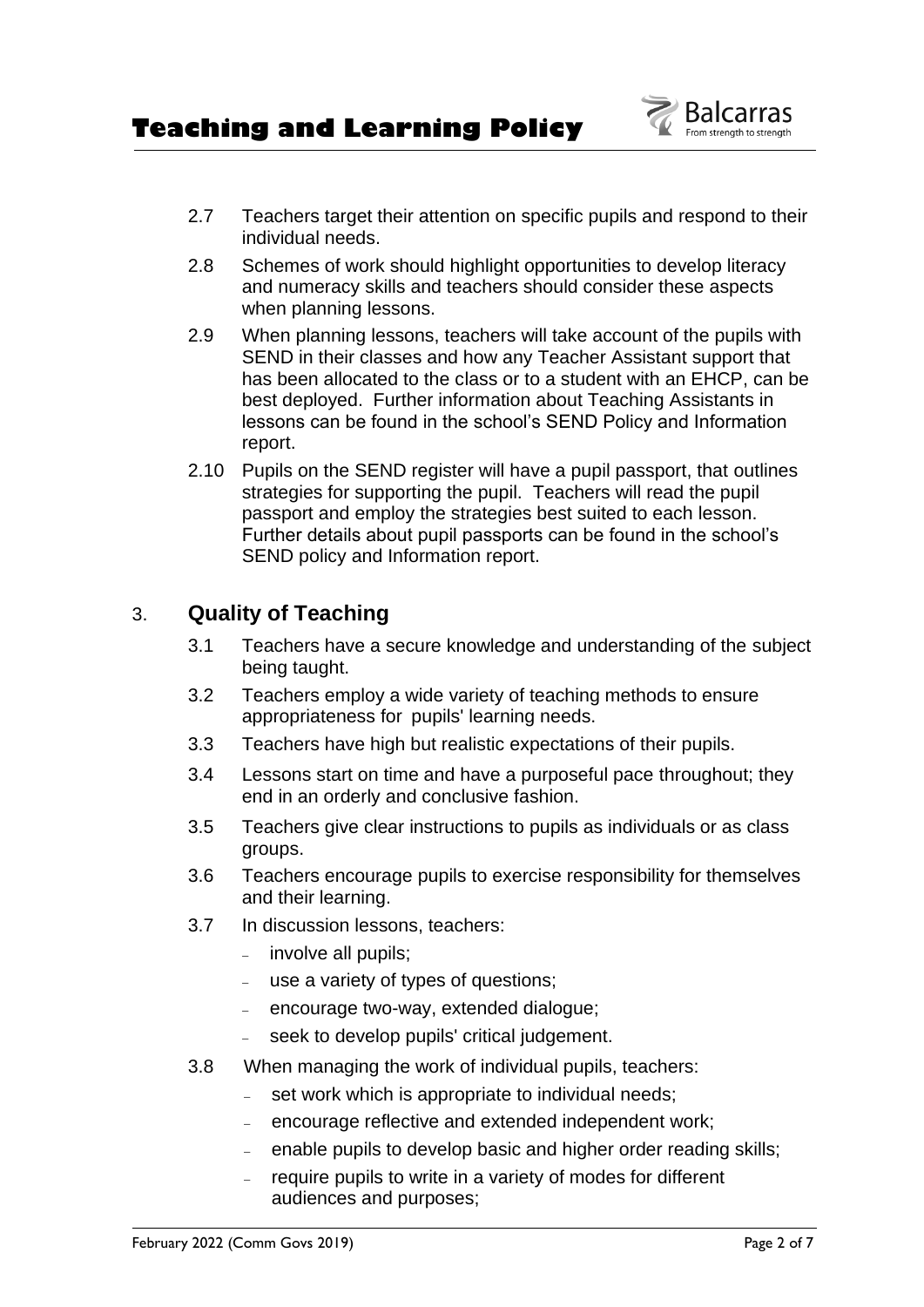2.7 Teachers target their attention on specific pupils and respond to their individual needs.

2.8 Schemes of work should highlight opportunities to develop literacy and numeracy skills and teachers should consider these aspects when planning lessons.

2.9 When planning lessons, teachers will take account of the pupils with SEND in their classes and how any Teacher Assistant support that has been allocated to the class or to a student with an EHCP, can be best deployed. Further information about Teaching Assistants in lessons can be found in the school's SEND Policy and Information report.

2.10 Pupils on the SEND register will have a pupil passport, that outlines strategies for supporting the pupil. Teachers will read the pupil passport and employ the strategies best suited to each lesson. Further details about pupil passports can be found in the school's SEND policy and Information report.

## 3. Quality of Teaching

3.1 Teachers have a secure knowledge and understanding of the subject being taught.

3.2 Teachers employ a wide variety of teaching methods to ensure appropriateness for pupils' learning needs.

3.3 Teachers have high but realistic expectations of their pupils.

3.4 Lessons start on time and have a purposeful pace throughout; they end in an orderly and conclusive fashion.

3.5 Teachers give clear instructions to pupils as individuals or as class groups.

3.6 Teachers encourage pupils to exercise responsibility for themselves and their learning.

3.7 In discussion lessons, teachers:

- involve all pupils;
- use a variety of types of questions;
- encourage two-way, extended dialogue;
- seek to develop pupils' critical judgement.

3.8 When managing the work of individual pupils, teachers:

- set work which is appropriate to individual needs;
- encourage reflective and extended independent work;
- enable pupils to develop basic and higher order reading skills;
- require pupils to write in a variety of modes for different audiences and purposes;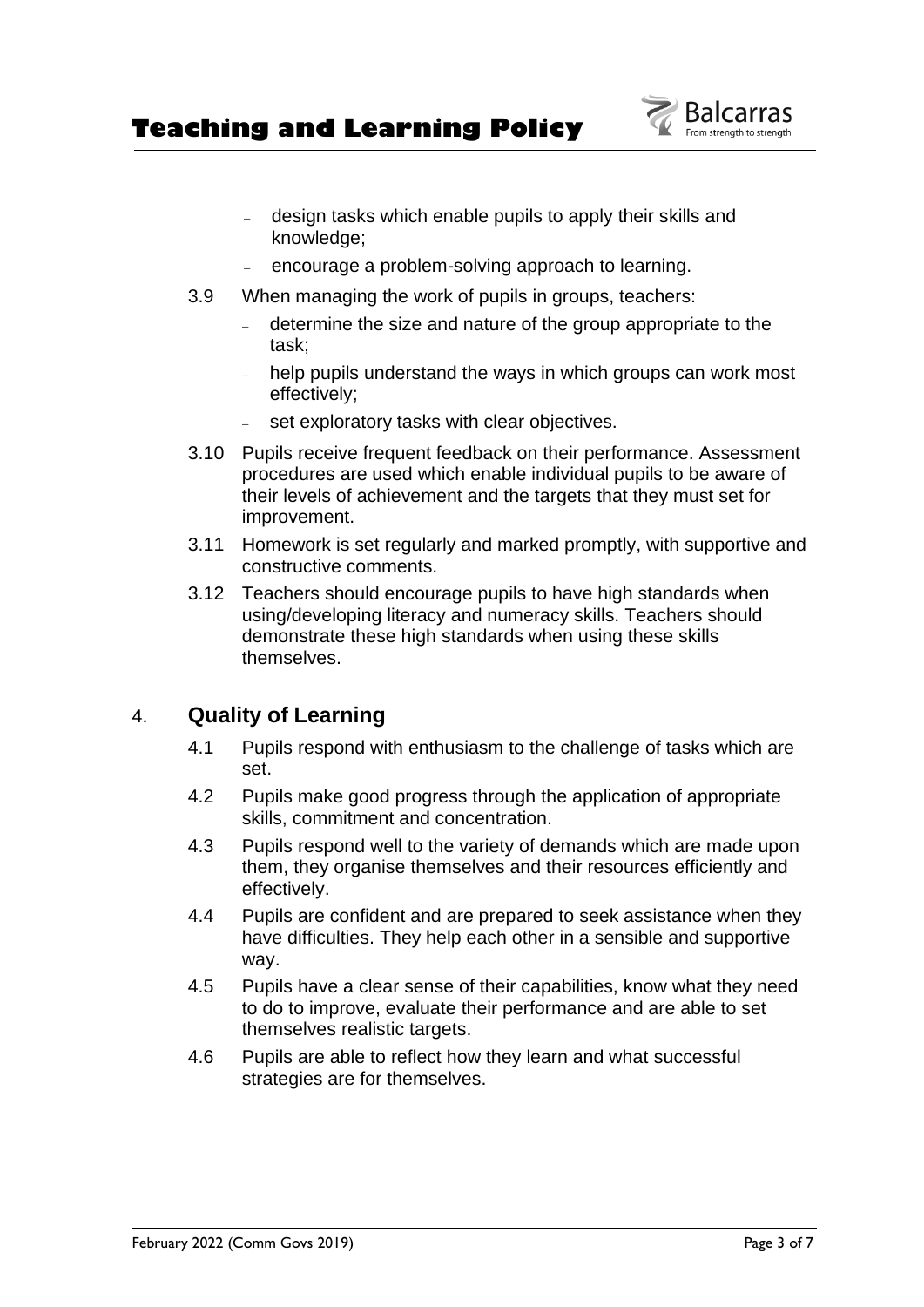- design tasks which enable pupils to apply their skills and knowledge;
- encourage a problem-solving approach to learning.

3.9 When managing the work of pupils in groups, teachers:

- determine the size and nature of the group appropriate to the task;
- help pupils understand the ways in which groups can work most effectively;
- set exploratory tasks with clear objectives.

3.10 Pupils receive frequent feedback on their performance. Assessment procedures are used which enable individual pupils to be aware of their levels of achievement and the targets that they must set for improvement.

3.11 Homework is set regularly and marked promptly, with supportive and constructive comments.

3.12 Teachers should encourage pupils to have high standards when using/developing literacy and numeracy skills. Teachers should demonstrate these high standards when using these skills themselves.

## 4. Quality of Learning

4.1 Pupils respond with enthusiasm to the challenge of tasks which are set.

4.2 Pupils make good progress through the application of appropriate skills, commitment and concentration.

4.3 Pupils respond well to the variety of demands which are made upon them, they organise themselves and their resources efficiently and effectively.

4.4 Pupils are confident and are prepared to seek assistance when they have difficulties. They help each other in a sensible and supportive way.

4.5 Pupils have a clear sense of their capabilities, know what they need to do to improve, evaluate their performance and are able to set themselves realistic targets.

4.6 Pupils are able to reflect how they learn and what successful strategies are for themselves.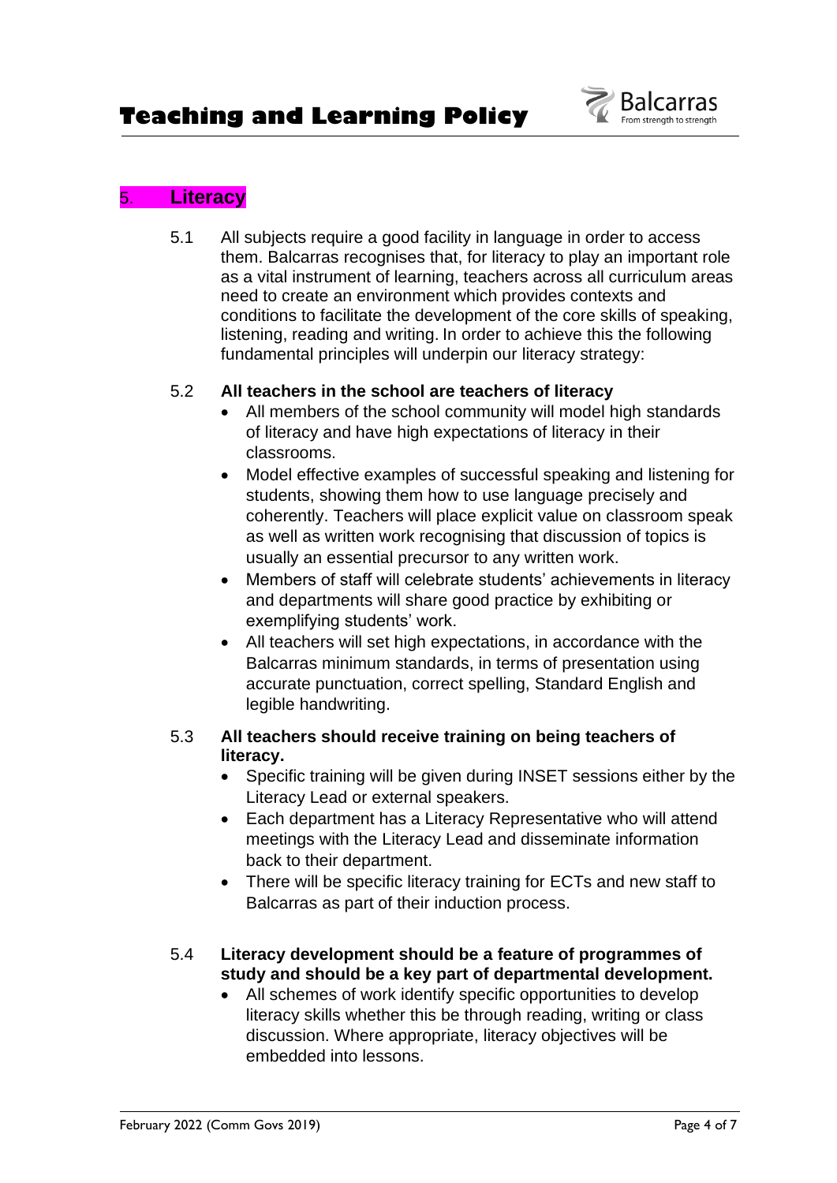## 5. Literacy

5.1 All subjects require a good facility in language in order to access them. Balcarras recognises that, for literacy to play an important role as a vital instrument of learning, teachers across all curriculum areas need to create an environment which provides contexts and conditions to facilitate the development of the core skills of speaking, listening, reading and writing. In order to achieve this the following fundamental principles will underpin our literacy strategy:

5.2 **All teachers in the school are teachers of literacy**

- All members of the school community will model high standards of literacy and have high expectations of literacy in their classrooms.
- Model effective examples of successful speaking and listening for students, showing them how to use language precisely and coherently. Teachers will place explicit value on classroom speak as well as written work recognising that discussion of topics is usually an essential precursor to any written work.
- Members of staff will celebrate students' achievements in literacy and departments will share good practice by exhibiting or exemplifying students' work.
- All teachers will set high expectations, in accordance with the Balcarras minimum standards, in terms of presentation using accurate punctuation, correct spelling, Standard English and legible handwriting.

5.3 **All teachers should receive training on being teachers of literacy.**

- Specific training will be given during INSET sessions either by the Literacy Lead or external speakers.
- Each department has a Literacy Representative who will attend meetings with the Literacy Lead and disseminate information back to their department.
- There will be specific literacy training for ECTs and new staff to Balcarras as part of their induction process.

5.4 **Literacy development should be a feature of programmes of study and should be a key part of departmental development.**

- All schemes of work identify specific opportunities to develop literacy skills whether this be through reading, writing or class discussion. Where appropriate, literacy objectives will be embedded into lessons.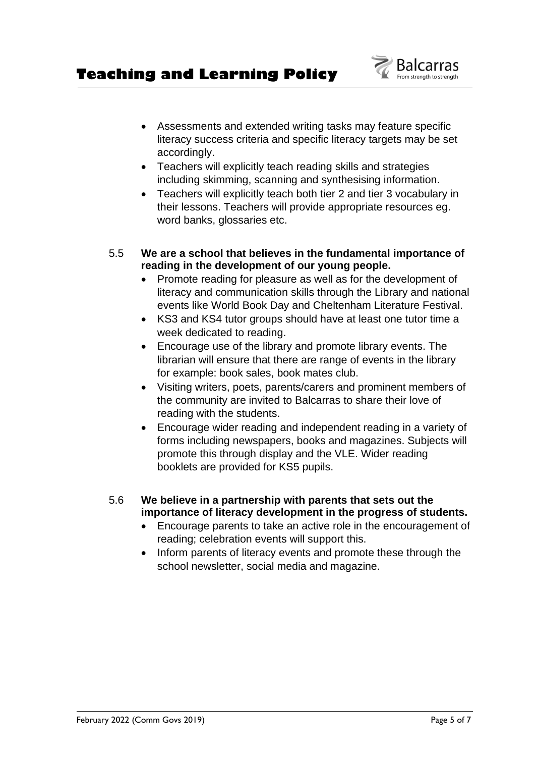- Assessments and extended writing tasks may feature specific literacy success criteria and specific literacy targets may be set accordingly.
- Teachers will explicitly teach reading skills and strategies including skimming, scanning and synthesising information.
- Teachers will explicitly teach both tier 2 and tier 3 vocabulary in their lessons. Teachers will provide appropriate resources eg. word banks, glossaries etc.

5.5 **We are a school that believes in the fundamental importance of reading in the development of our young people.**

- Promote reading for pleasure as well as for the development of literacy and communication skills through the Library and national events like World Book Day and Cheltenham Literature Festival.
- KS3 and KS4 tutor groups should have at least one tutor time a week dedicated to reading.
- Encourage use of the library and promote library events. The librarian will ensure that there are range of events in the library for example: book sales, book mates club.
- Visiting writers, poets, parents/carers and prominent members of the community are invited to Balcarras to share their love of reading with the students.
- Encourage wider reading and independent reading in a variety of forms including newspapers, books and magazines. Subjects will promote this through display and the VLE. Wider reading booklets are provided for KS5 pupils.

5.6 **We believe in a partnership with parents that sets out the importance of literacy development in the progress of students.**

- Encourage parents to take an active role in the encouragement of reading; celebration events will support this.
- Inform parents of literacy events and promote these through the school newsletter, social media and magazine.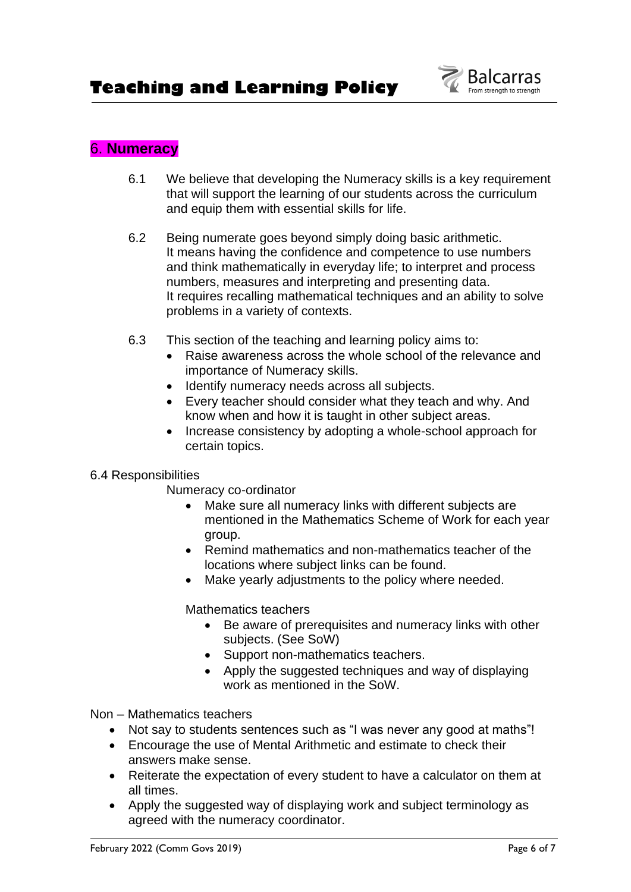## 6. **Numeracy**

6.1 We believe that developing the Numeracy skills is a key requirement that will support the learning of our students across the curriculum and equip them with essential skills for life.

6.2 Being numerate goes beyond simply doing basic arithmetic. It means having the confidence and competence to use numbers and think mathematically in everyday life; to interpret and process numbers, measures and interpreting and presenting data. It requires recalling mathematical techniques and an ability to solve problems in a variety of contexts.

6.3 This section of the teaching and learning policy aims to:

- Raise awareness across the whole school of the relevance and importance of Numeracy skills.
- Identify numeracy needs across all subjects.
- Every teacher should consider what they teach and why. And know when and how it is taught in other subject areas.
- Increase consistency by adopting a whole-school approach for certain topics.

6.4 Responsibilities

Numeracy co-ordinator

- Make sure all numeracy links with different subjects are mentioned in the Mathematics Scheme of Work for each year group.
- Remind mathematics and non-mathematics teacher of the locations where subject links can be found.
- Make yearly adjustments to the policy where needed.

Mathematics teachers

- Be aware of prerequisites and numeracy links with other subjects. (See SoW)
- Support non-mathematics teachers.
- Apply the suggested techniques and way of displaying work as mentioned in the SoW.

Non – Mathematics teachers

- Not say to students sentences such as "I was never any good at maths"!
- Encourage the use of Mental Arithmetic and estimate to check their answers make sense.
- Reiterate the expectation of every student to have a calculator on them at all times.
- Apply the suggested way of displaying work and subject terminology as agreed with the numeracy coordinator.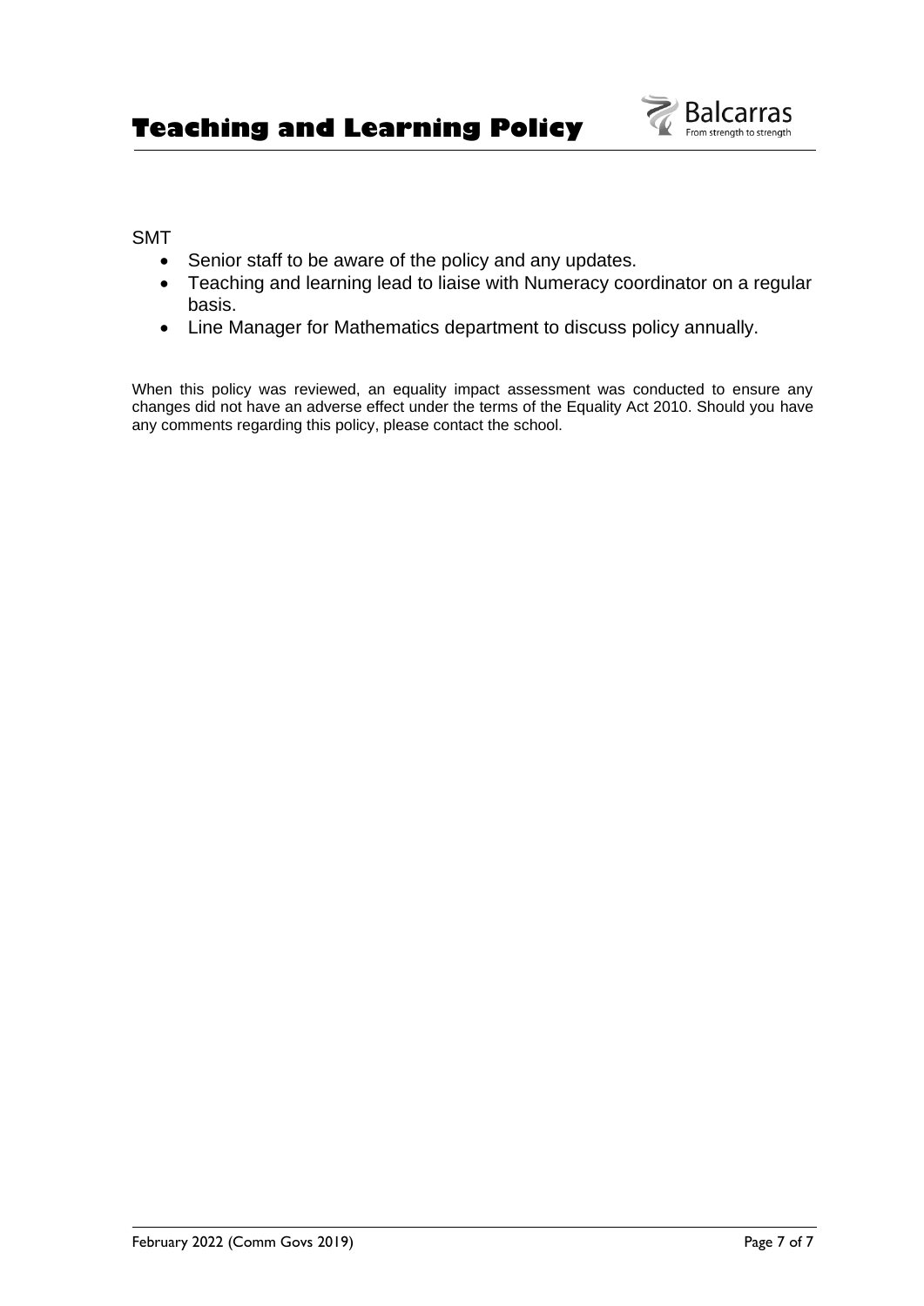SMT

- Senior staff to be aware of the policy and any updates.
- Teaching and learning lead to liaise with Numeracy coordinator on a regular basis.
- Line Manager for Mathematics department to discuss policy annually.

When this policy was reviewed, an equality impact assessment was conducted to ensure any changes did not have an adverse effect under the terms of the Equality Act 2010. Should you have any comments regarding this policy, please contact the school.